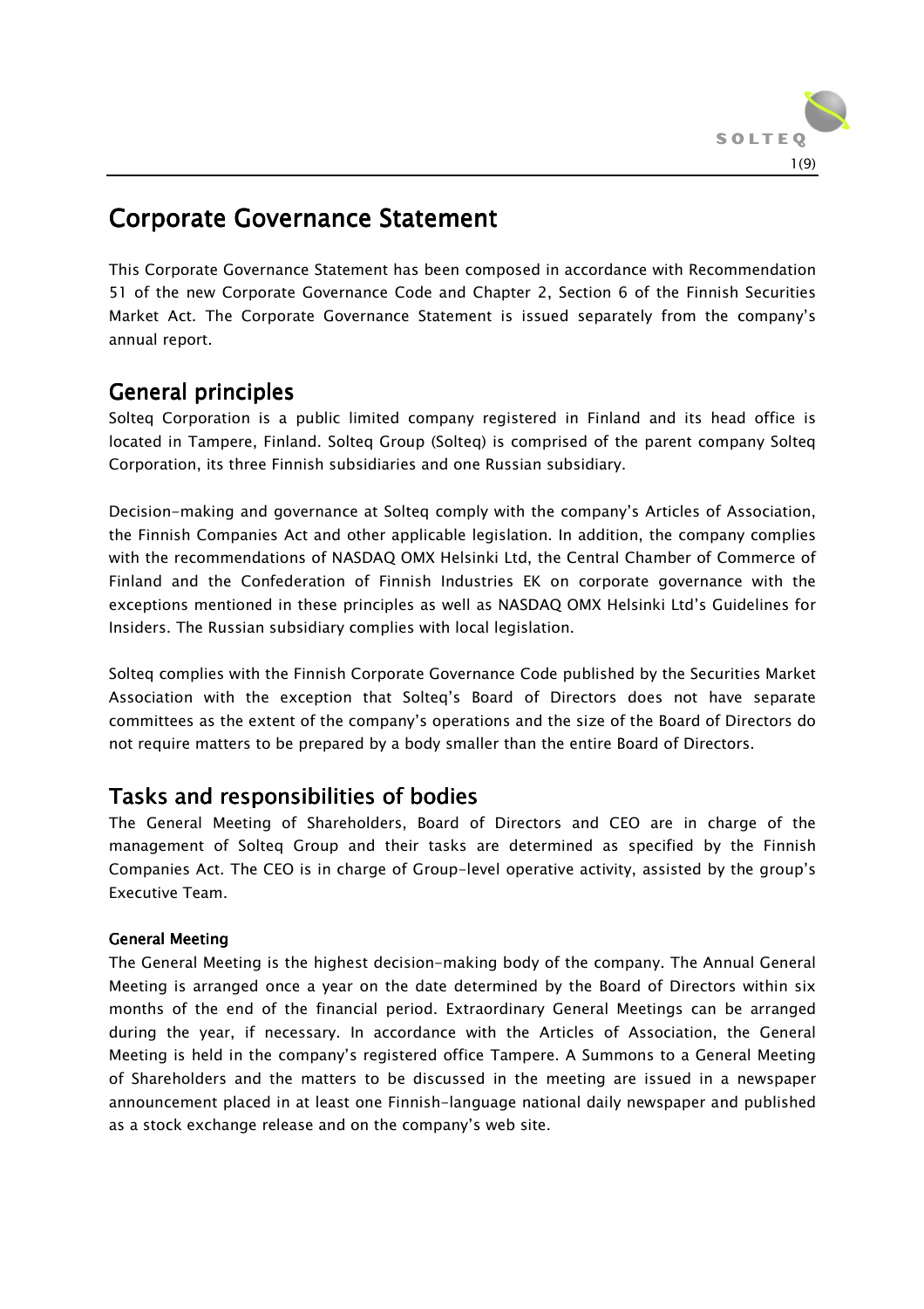# Corporate Governance Statement

This Corporate Governance Statement has been composed in accordance with Recommendation 51 of the new Corporate Governance Code and Chapter 2, Section 6 of the Finnish Securities Market Act. The Corporate Governance Statement is issued separately from the company's annual report.

## General principles

Solteq Corporation is a public limited company registered in Finland and its head office is located in Tampere, Finland. Solteq Group (Solteq) is comprised of the parent company Solteq Corporation, its three Finnish subsidiaries and one Russian subsidiary.

Decision-making and governance at Solteq comply with the company's Articles of Association, the Finnish Companies Act and other applicable legislation. In addition, the company complies with the recommendations of NASDAQ OMX Helsinki Ltd, the Central Chamber of Commerce of Finland and the Confederation of Finnish Industries EK on corporate governance with the exceptions mentioned in these principles as well as NASDAQ OMX Helsinki Ltd's Guidelines for Insiders. The Russian subsidiary complies with local legislation.

Solteq complies with the Finnish Corporate Governance Code published by the Securities Market Association with the exception that Solteq's Board of Directors does not have separate committees as the extent of the company's operations and the size of the Board of Directors do not require matters to be prepared by a body smaller than the entire Board of Directors.

## Tasks and responsibilities of bodies

The General Meeting of Shareholders, Board of Directors and CEO are in charge of the management of Solteq Group and their tasks are determined as specified by the Finnish Companies Act. The CEO is in charge of Group-level operative activity, assisted by the group's Executive Team.

### General Meeting

The General Meeting is the highest decision-making body of the company. The Annual General Meeting is arranged once a year on the date determined by the Board of Directors within six months of the end of the financial period. Extraordinary General Meetings can be arranged during the year, if necessary. In accordance with the Articles of Association, the General Meeting is held in the company's registered office Tampere. A Summons to a General Meeting of Shareholders and the matters to be discussed in the meeting are issued in a newspaper announcement placed in at least one Finnish-language national daily newspaper and published as a stock exchange release and on the company's web site.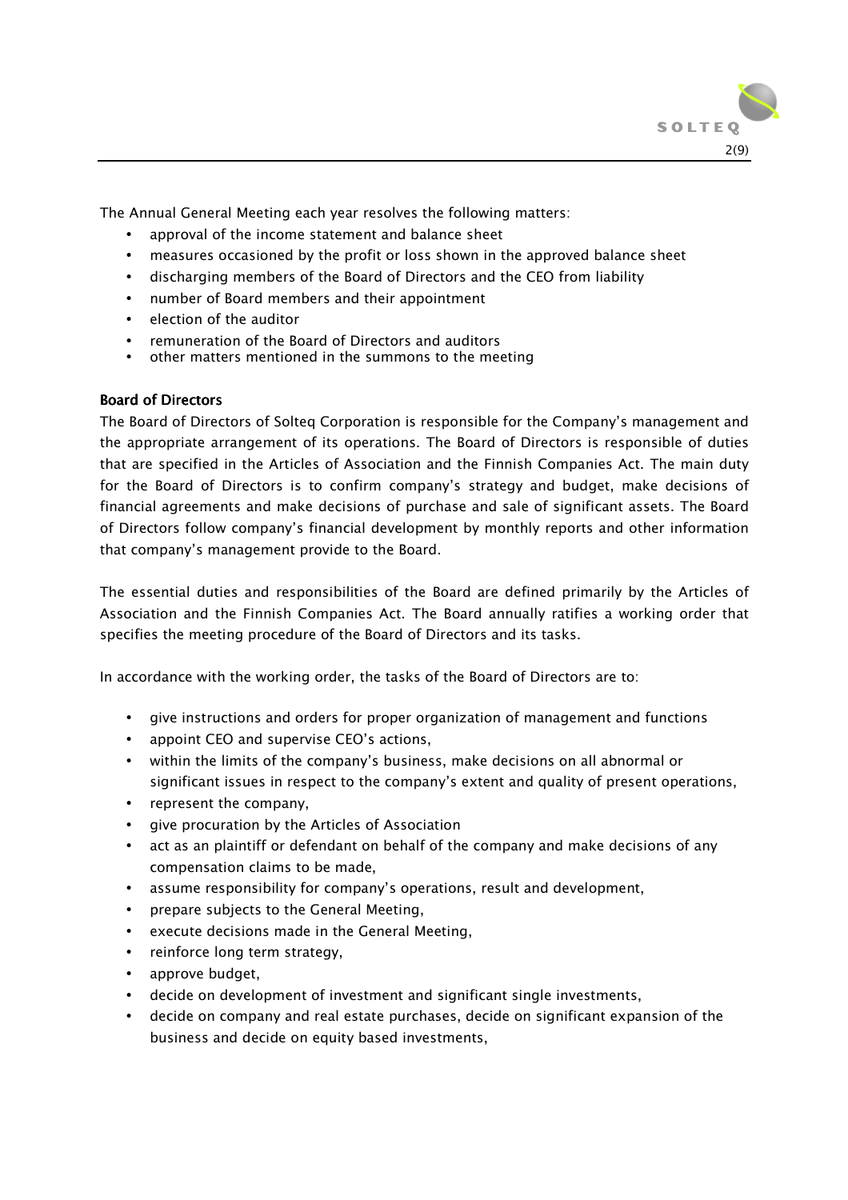The Annual General Meeting each year resolves the following matters:

- approval of the income statement and balance sheet
- measures occasioned by the profit or loss shown in the approved balance sheet
- discharging members of the Board of Directors and the CEO from liability
- number of Board members and their appointment
- election of the auditor
- remuneration of the Board of Directors and auditors
- other matters mentioned in the summons to the meeting

**Board of Directors**

The Board of Directors of Solteq Corporation is responsible for the Company's management and the appropriate arrangement of its operations. The Board of Directors is responsible of duties that are specified in the Articles of Association and the Finnish Companies Act. The main duty for the Board of Directors is to confirm company's strategy and budget, make decisions of financial agreements and make decisions of purchase and sale of significant assets. The Board of Directors follow company's financial development by monthly reports and other information that company's management provide to the Board.

The essential duties and responsibilities of the Board are defined primarily by the Articles of Association and the Finnish Companies Act. The Board annually ratifies a working order that specifies the meeting procedure of the Board of Directors and its tasks.

In accordance with the working order, the tasks of the Board of Directors are to:

- give instructions and orders for proper organization of management and functions
- appoint CEO and supervise CEO's actions,
- within the limits of the company's business, make decisions on all abnormal or significant issues in respect to the company's extent and quality of present operations,
- represent the company,
- give procuration by the Articles of Association
- act as an plaintiff or defendant on behalf of the company and make decisions of any compensation claims to be made,
- assume responsibility for company's operations, result and development,
- prepare subjects to the General Meeting,
- execute decisions made in the General Meeting,
- reinforce long term strategy,
- approve budget,
- decide on development of investment and significant single investments,
- decide on company and real estate purchases, decide on significant expansion of the business and decide on equity based investments,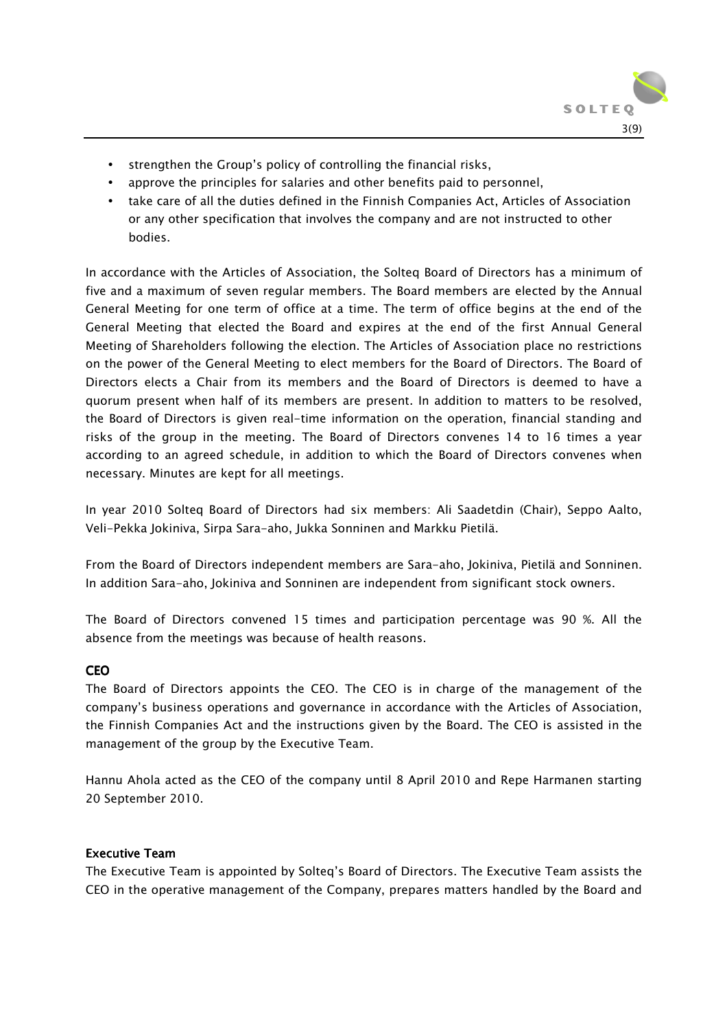- strengthen the Group's policy of controlling the financial risks,
- approve the principles for salaries and other benefits paid to personnel,
- take care of all the duties defined in the Finnish Companies Act, Articles of Association or any other specification that involves the company and are not instructed to other bodies.

In accordance with the Articles of Association, the Solteq Board of Directors has a minimum of five and a maximum of seven regular members. The Board members are elected by the Annual General Meeting for one term of office at a time. The term of office begins at the end of the General Meeting that elected the Board and expires at the end of the first Annual General Meeting of Shareholders following the election. The Articles of Association place no restrictions on the power of the General Meeting to elect members for the Board of Directors. The Board of Directors elects a Chair from its members and the Board of Directors is deemed to have a quorum present when half of its members are present. In addition to matters to be resolved, the Board of Directors is given real-time information on the operation, financial standing and risks of the group in the meeting. The Board of Directors convenes 14 to 16 times a year according to an agreed schedule, in addition to which the Board of Directors convenes when necessary. Minutes are kept for all meetings.

In year 2010 Solteq Board of Directors had six members: Ali Saadetdin (Chair), Seppo Aalto, Veli-Pekka Jokiniva, Sirpa Sara-aho, Jukka Sonninen and Markku Pietilä.

From the Board of Directors independent members are Sara-aho, Jokiniva, Pietilä and Sonninen. In addition Sara-aho, Jokiniva and Sonninen are independent from significant stock owners.

The Board of Directors convened 15 times and participation percentage was 90 %. All the absence from the meetings was because of health reasons.

**CEO**

The Board of Directors appoints the CEO. The CEO is in charge of the management of the company's business operations and governance in accordance with the Articles of Association, the Finnish Companies Act and the instructions given by the Board. The CEO is assisted in the management of the group by the Executive Team.

Hannu Ahola acted as the CEO of the company until 8 April 2010 and Repe Harmanen starting 20 September 2010.

**Executive Team**

The Executive Team is appointed by Solteq's Board of Directors. The Executive Team assists the CEO in the operative management of the Company, prepares matters handled by the Board and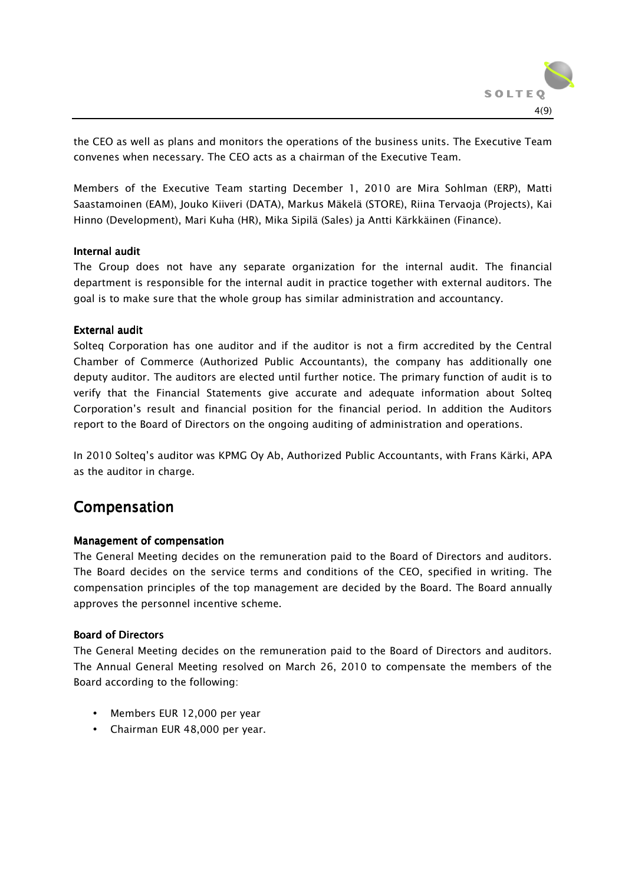the CEO as well as plans and monitors the operations of the business units. The Executive Team convenes when necessary. The CEO acts as a chairman of the Executive Team.

Members of the Executive Team starting December 1, 2010 are Mira Sohlman (ERP), Matti Saastamoinen (EAM), Jouko Kiiveri (DATA), Markus Mäkelä (STORE), Riina Tervaoja (Projects), Kai Hinno (Development), Mari Kuha (HR), Mika Sipilä (Sales) ja Antti Kärkkäinen (Finance).

### Internal audit

The Group does not have any separate organization for the internal audit. The financial department is responsible for the internal audit in practice together with external auditors. The goal is to make sure that the whole group has similar administration and accountancy.

### External audit

Solteq Corporation has one auditor and if the auditor is not a firm accredited by the Central Chamber of Commerce (Authorized Public Accountants), the company has additionally one deputy auditor. The auditors are elected until further notice. The primary function of audit is to verify that the Financial Statements give accurate and adequate information about Solteq Corporation's result and financial position for the financial period. In addition the Auditors report to the Board of Directors on the ongoing auditing of administration and operations.

In 2010 Solteq's auditor was KPMG Oy Ab, Authorized Public Accountants, with Frans Kärki, APA as the auditor in charge.

## Compensation

### Management of compensation

The General Meeting decides on the remuneration paid to the Board of Directors and auditors. The Board decides on the service terms and conditions of the CEO, specified in writing. The compensation principles of the top management are decided by the Board. The Board annually approves the personnel incentive scheme.

### Board of Directors

The General Meeting decides on the remuneration paid to the Board of Directors and auditors. The Annual General Meeting resolved on March 26, 2010 to compensate the members of the Board according to the following:

- Members EUR 12,000 per year
- Chairman EUR 48,000 per year.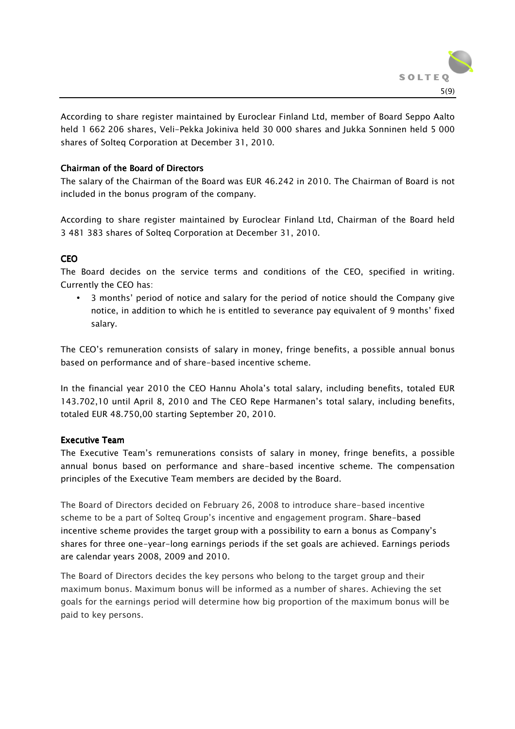According to share register maintained by Euroclear Finland Ltd, member of Board Seppo Aalto held 1 662 206 shares, Veli-Pekka Jokiniva held 30 000 shares and Jukka Sonninen held 5 000 shares of Solteq Corporation at December 31, 2010.

**Chairman of the Board of Directors**

The salary of the Chairman of the Board was EUR 46.242 in 2010. The Chairman of Board is not included in the bonus program of the company.

According to share register maintained by Euroclear Finland Ltd, Chairman of the Board held 3 481 383 shares of Solteq Corporation at December 31, 2010.

**CEO**

The Board decides on the service terms and conditions of the CEO, specified in writing. Currently the CEO has:

- 3 months' period of notice and salary for the period of notice should the Company give notice, in addition to which he is entitled to severance pay equivalent of 9 months' fixed salary.

The CEO's remuneration consists of salary in money, fringe benefits, a possible annual bonus based on performance and of share-based incentive scheme.

In the financial year 2010 the CEO Hannu Ahola's total salary, including benefits, totaled EUR 143.702,10 until April 8, 2010 and The CEO Repe Harmanen's total salary, including benefits, totaled EUR 48.750,00 starting September 20, 2010.

**Executive Team**

The Executive Team's remunerations consists of salary in money, fringe benefits, a possible annual bonus based on performance and share-based incentive scheme. The compensation principles of the Executive Team members are decided by the Board.

The Board of Directors decided on February 26, 2008 to introduce share-based incentive scheme to be a part of Solteq Group's incentive and engagement program. Share-based incentive scheme provides the target group with a possibility to earn a bonus as Company's shares for three one-year-long earnings periods if the set goals are achieved. Earnings periods are calendar years 2008, 2009 and 2010.

The Board of Directors decides the key persons who belong to the target group and their maximum bonus. Maximum bonus will be informed as a number of shares. Achieving the set goals for the earnings period will determine how big proportion of the maximum bonus will be paid to key persons.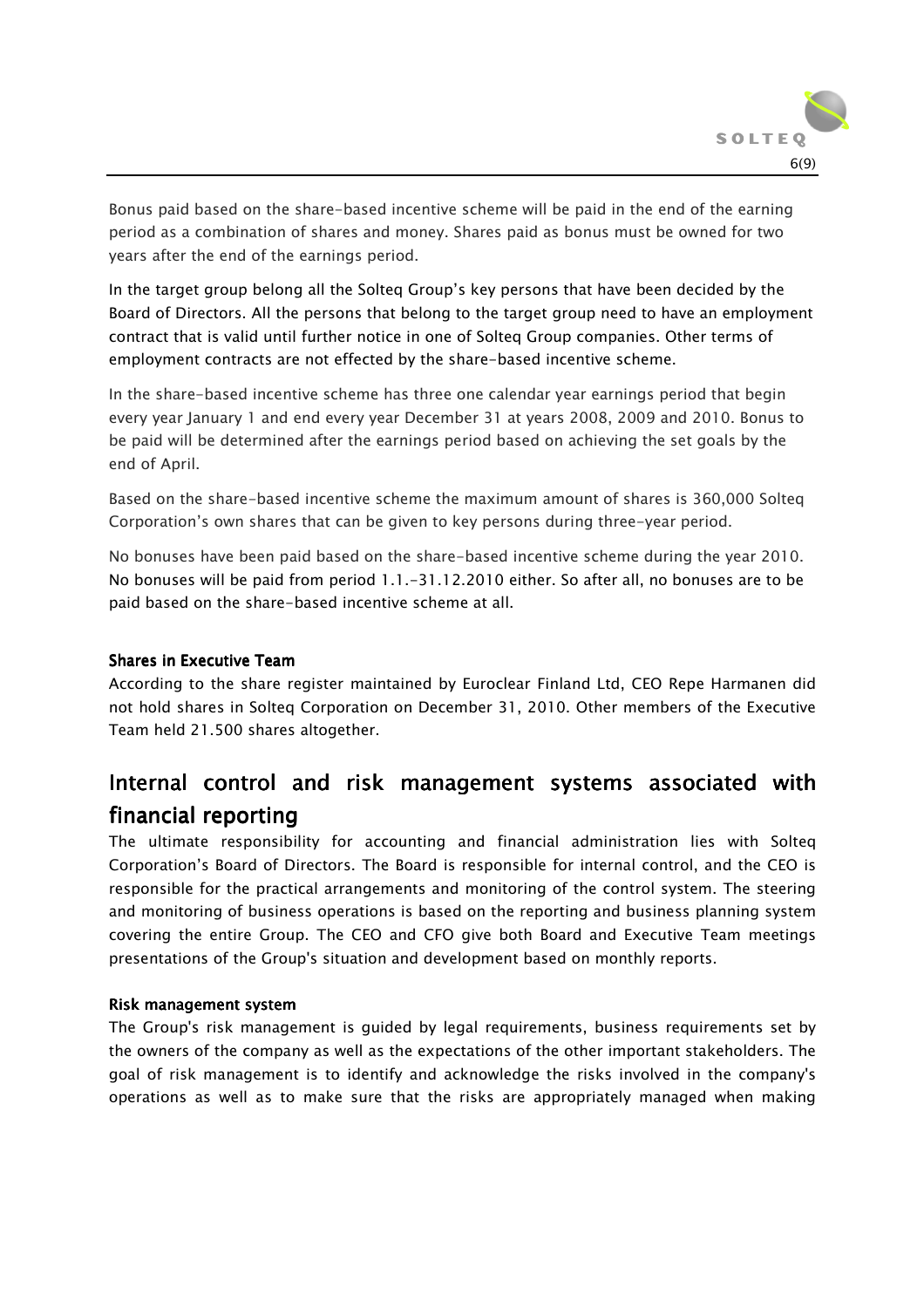Bonus paid based on the share-based incentive scheme will be paid in the end of the earning period as a combination of shares and money. Shares paid as bonus must be owned for two years after the end of the earnings period.

In the target group belong all the Solteq Group's key persons that have been decided by the Board of Directors. All the persons that belong to the target group need to have an employment contract that is valid until further notice in one of Solteq Group companies. Other terms of employment contracts are not effected by the share-based incentive scheme.

In the share-based incentive scheme has three one calendar year earnings period that begin every year January 1 and end every year December 31 at years 2008, 2009 and 2010. Bonus to be paid will be determined after the earnings period based on achieving the set goals by the end of April.

Based on the share-based incentive scheme the maximum amount of shares is 360,000 Solteq Corporation's own shares that can be given to key persons during three-year period.

No bonuses have been paid based on the share-based incentive scheme during the year 2010. No bonuses will be paid from period 1.1.-31.12.2010 either. So after all, no bonuses are to be paid based on the share-based incentive scheme at all.

### Shares in Executive Team

According to the share register maintained by Euroclear Finland Ltd, CEO Repe Harmanen did not hold shares in Solteq Corporation on December 31, 2010. Other members of the Executive Team held 21.500 shares altogether.

## Internal control and risk management systems associated with financial reporting

The ultimate responsibility for accounting and financial administration lies with Solteq Corporation's Board of Directors. The Board is responsible for internal control, and the CEO is responsible for the practical arrangements and monitoring of the control system. The steering and monitoring of business operations is based on the reporting and business planning system covering the entire Group. The CEO and CFO give both Board and Executive Team meetings presentations of the Group's situation and development based on monthly reports.

### Risk management system

The Group's risk management is guided by legal requirements, business requirements set by the owners of the company as well as the expectations of the other important stakeholders. The goal of risk management is to identify and acknowledge the risks involved in the company's operations as well as to make sure that the risks are appropriately managed when making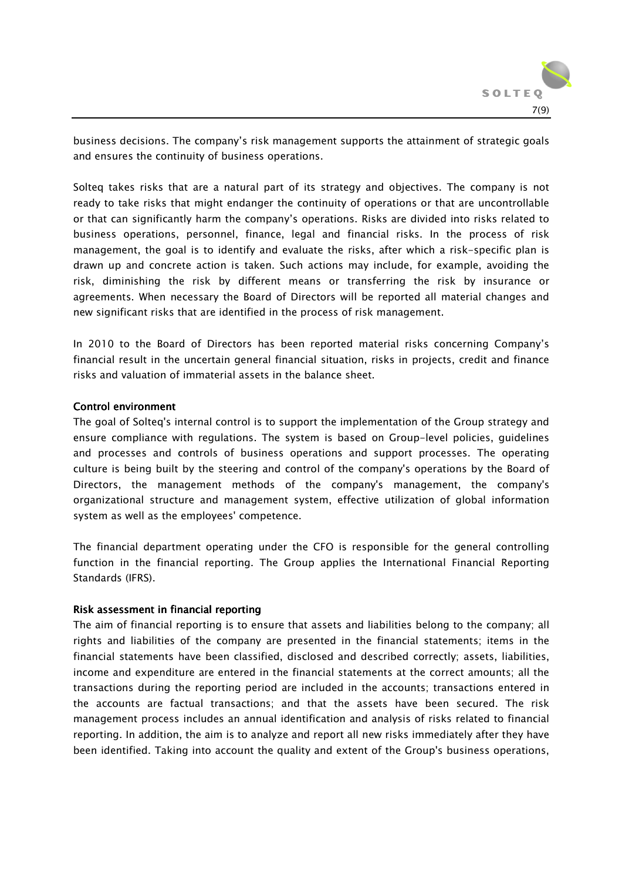business decisions. The company's risk management supports the attainment of strategic goals and ensures the continuity of business operations.

Solteq takes risks that are a natural part of its strategy and objectives. The company is not ready to take risks that might endanger the continuity of operations or that are uncontrollable or that can significantly harm the company's operations. Risks are divided into risks related to business operations, personnel, finance, legal and financial risks. In the process of risk management, the goal is to identify and evaluate the risks, after which a risk-specific plan is drawn up and concrete action is taken. Such actions may include, for example, avoiding the risk, diminishing the risk by different means or transferring the risk by insurance or agreements. When necessary the Board of Directors will be reported all material changes and new significant risks that are identified in the process of risk management.

In 2010 to the Board of Directors has been reported material risks concerning Company's financial result in the uncertain general financial situation, risks in projects, credit and finance risks and valuation of immaterial assets in the balance sheet.

**Control environment**

The goal of Solteq's internal control is to support the implementation of the Group strategy and ensure compliance with regulations. The system is based on Group-level policies, guidelines and processes and controls of business operations and support processes. The operating culture is being built by the steering and control of the company's operations by the Board of Directors, the management methods of the company's management, the company's organizational structure and management system, effective utilization of global information system as well as the employees' competence.

The financial department operating under the CFO is responsible for the general controlling function in the financial reporting. The Group applies the International Financial Reporting Standards (IFRS).

**Risk assessment in financial reporting**

The aim of financial reporting is to ensure that assets and liabilities belong to the company; all rights and liabilities of the company are presented in the financial statements; items in the financial statements have been classified, disclosed and described correctly; assets, liabilities, income and expenditure are entered in the financial statements at the correct amounts; all the transactions during the reporting period are included in the accounts; transactions entered in the accounts are factual transactions; and that the assets have been secured. The risk management process includes an annual identification and analysis of risks related to financial reporting. In addition, the aim is to analyze and report all new risks immediately after they have been identified. Taking into account the quality and extent of the Group's business operations,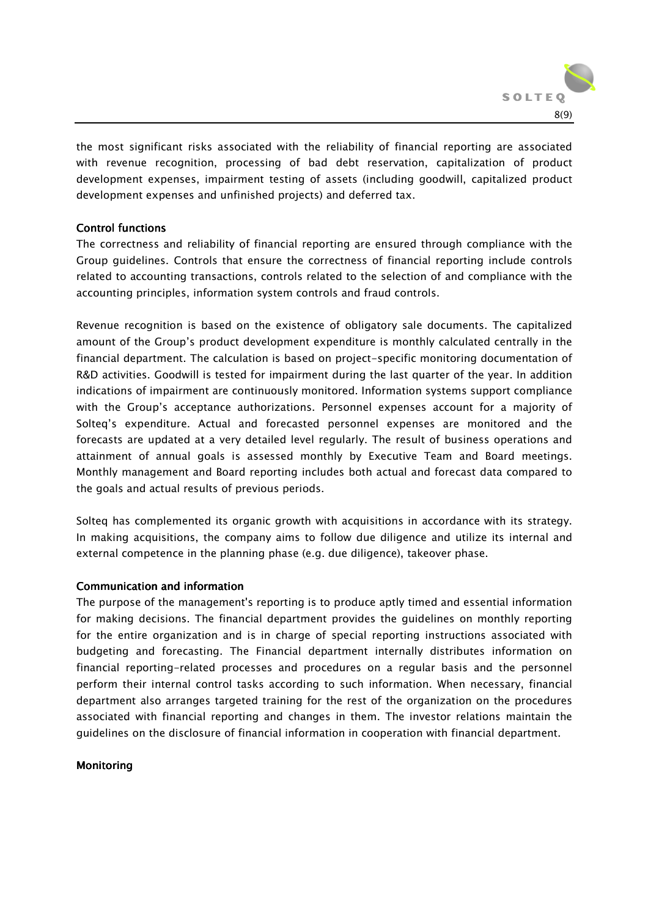the most significant risks associated with the reliability of financial reporting are associated with revenue recognition, processing of bad debt reservation, capitalization of product development expenses, impairment testing of assets (including goodwill, capitalized product development expenses and unfinished projects) and deferred tax.

### Control functions

The correctness and reliability of financial reporting are ensured through compliance with the Group guidelines. Controls that ensure the correctness of financial reporting include controls related to accounting transactions, controls related to the selection of and compliance with the accounting principles, information system controls and fraud controls.

Revenue recognition is based on the existence of obligatory sale documents. The capitalized amount of the Group's product development expenditure is monthly calculated centrally in the financial department. The calculation is based on project-specific monitoring documentation of R&D activities. Goodwill is tested for impairment during the last quarter of the year. In addition indications of impairment are continuously monitored. Information systems support compliance with the Group's acceptance authorizations. Personnel expenses account for a majority of Solteq's expenditure. Actual and forecasted personnel expenses are monitored and the forecasts are updated at a very detailed level regularly. The result of business operations and attainment of annual goals is assessed monthly by Executive Team and Board meetings. Monthly management and Board reporting includes both actual and forecast data compared to the goals and actual results of previous periods.

Solteq has complemented its organic growth with acquisitions in accordance with its strategy. In making acquisitions, the company aims to follow due diligence and utilize its internal and external competence in the planning phase (e.g. due diligence), takeover phase.

### Communication and information

The purpose of the management's reporting is to produce aptly timed and essential information for making decisions. The financial department provides the guidelines on monthly reporting for the entire organization and is in charge of special reporting instructions associated with budgeting and forecasting. The Financial department internally distributes information on financial reporting-related processes and procedures on a regular basis and the personnel perform their internal control tasks according to such information. When necessary, financial department also arranges targeted training for the rest of the organization on the procedures associated with financial reporting and changes in them. The investor relations maintain the guidelines on the disclosure of financial information in cooperation with financial department.

### Monitoring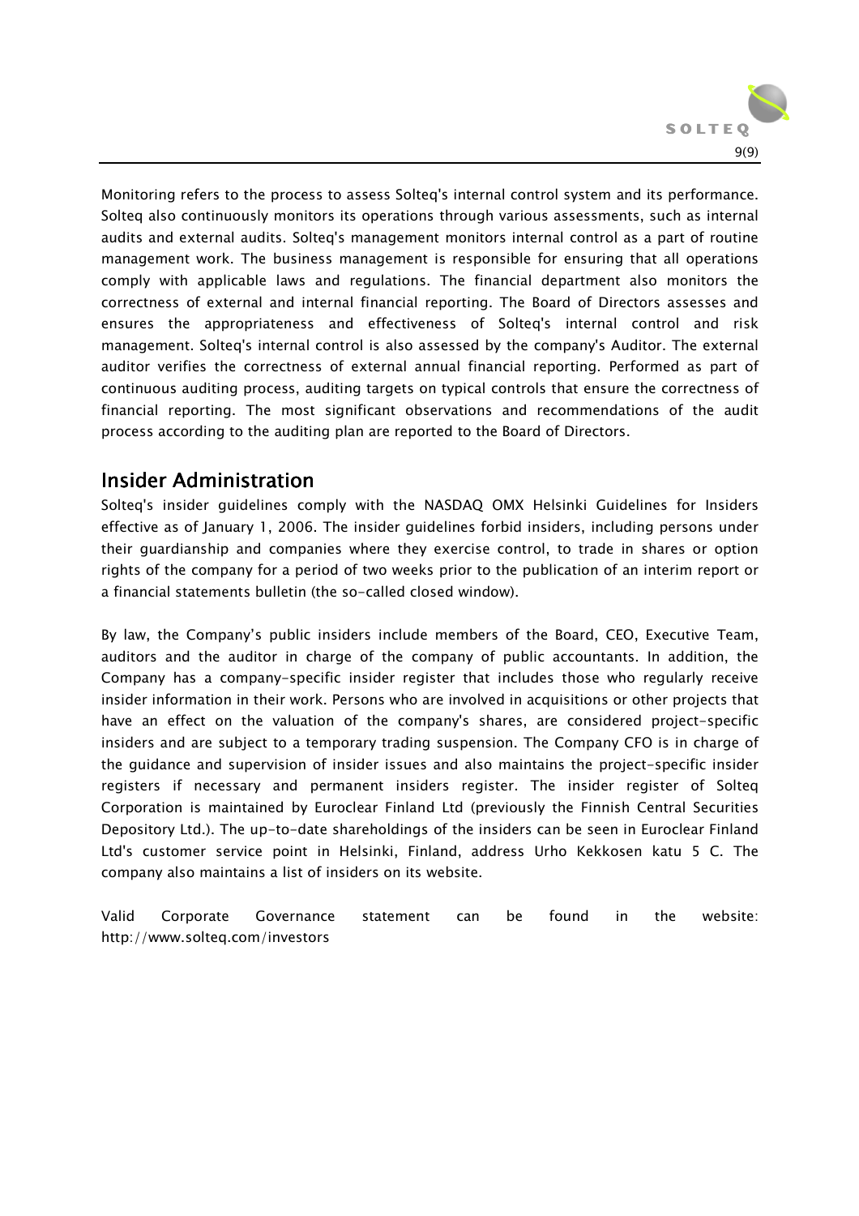Monitoring refers to the process to assess Solteq's internal control system and its performance. Solteq also continuously monitors its operations through various assessments, such as internal audits and external audits. Solteq's management monitors internal control as a part of routine management work. The business management is responsible for ensuring that all operations comply with applicable laws and regulations. The financial department also monitors the correctness of external and internal financial reporting. The Board of Directors assesses and ensures the appropriateness and effectiveness of Solteq's internal control and risk management. Solteq's internal control is also assessed by the company's Auditor. The external auditor verifies the correctness of external annual financial reporting. Performed as part of continuous auditing process, auditing targets on typical controls that ensure the correctness of financial reporting. The most significant observations and recommendations of the audit process according to the auditing plan are reported to the Board of Directors.

## Insider Administration

Solteq's insider guidelines comply with the NASDAQ OMX Helsinki Guidelines for Insiders effective as of January 1, 2006. The insider guidelines forbid insiders, including persons under their guardianship and companies where they exercise control, to trade in shares or option rights of the company for a period of two weeks prior to the publication of an interim report or a financial statements bulletin (the so-called closed window).

By law, the Company's public insiders include members of the Board, CEO, Executive Team, auditors and the auditor in charge of the company of public accountants. In addition, the Company has a company-specific insider register that includes those who regularly receive insider information in their work. Persons who are involved in acquisitions or other projects that have an effect on the valuation of the company's shares, are considered project-specific insiders and are subject to a temporary trading suspension. The Company CFO is in charge of the guidance and supervision of insider issues and also maintains the project-specific insider registers if necessary and permanent insiders register. The insider register of Solteq Corporation is maintained by Euroclear Finland Ltd (previously the Finnish Central Securities Depository Ltd.). The up-to-date shareholdings of the insiders can be seen in Euroclear Finland Ltd's customer service point in Helsinki, Finland, address Urho Kekkosen katu 5 C. The company also maintains a list of insiders on its website.

Valid Corporate Governance statement can be found in the website: http://www.solteq.com/investors